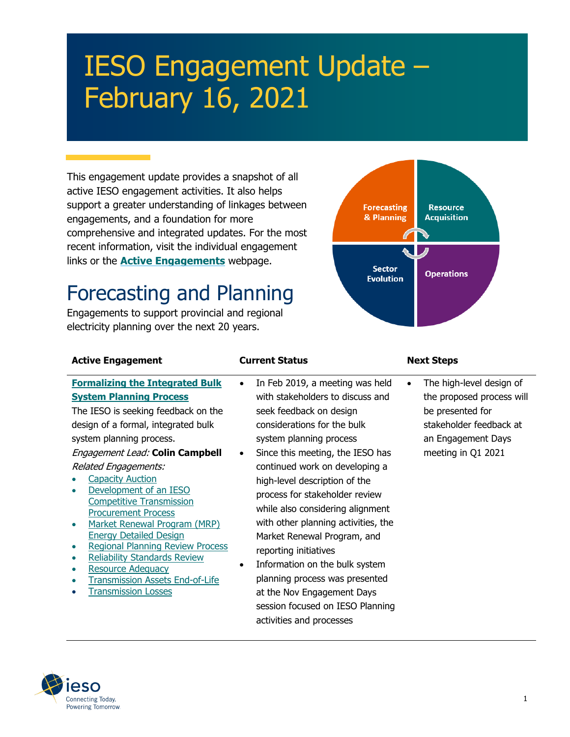# IESO Engagement Update – February 16, 2021

This engagement update provides a snapshot of all active IESO engagement activities. It also helps support a greater understanding of linkages between engagements, and a foundation for more comprehensive and integrated updates. For the most recent information, visit the individual engagement links or the **Active Engagements** webpage.

## Forecasting and Planning

Engagements to support provincial and regional electricity planning over the next 20 years.

| Active Engagement | Current Status | Next Steps |
| --- | --- | --- |
| **Formalizing the Integrated Bulk System Planning Process**<br>The IESO is seeking feedback on the design of a formal, integrated bulk system planning process.<br>*Engagement Lead:* **Colin Campbell**<br>*Related Engagements:*<br>• Capacity Auction<br>• Development of an IESO Competitive Transmission Procurement Process<br>• Market Renewal Program (MRP) Energy Detailed Design<br>• Regional Planning Review Process<br>• Reliability Standards Review<br>• Resource Adequacy<br>• Transmission Assets End-of-Life<br>• Transmission Losses | • In Feb 2019, a meeting was held with stakeholders to discuss and seek feedback on design considerations for the bulk system planning process<br>• Since this meeting, the IESO has continued work on developing a high-level description of the process for stakeholder review while also considering alignment with other planning activities, the Market Renewal Program, and reporting initiatives<br>• Information on the bulk system planning process was presented at the Nov Engagement Days session focused on IESO Planning activities and processes | • The high-level design of the proposed process will be presented for stakeholder feedback at an Engagement Days meeting in Q1 2021 |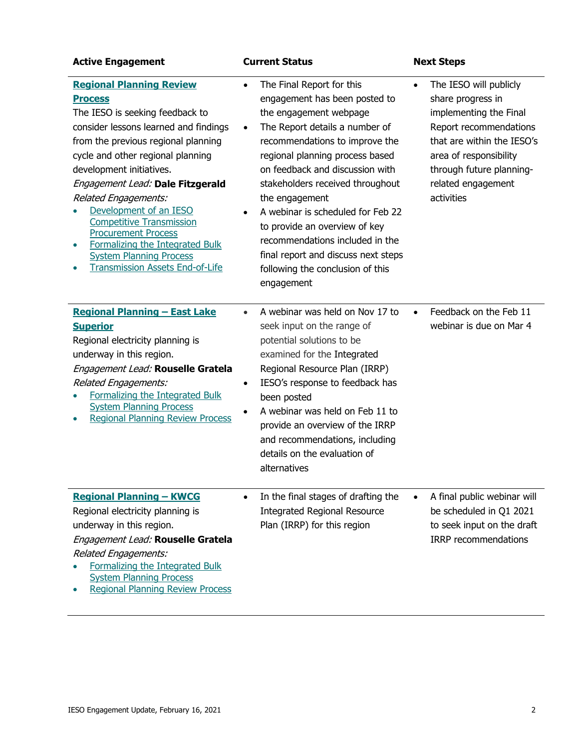| Active Engagement | Current Status | Next Steps |
|---|---|---|
| **Regional Planning Review Process**<br>The IESO is seeking feedback to consider lessons learned and findings from the previous regional planning cycle and other regional planning development initiatives.<br>*Engagement Lead:* **Dale Fitzgerald**<br>*Related Engagements:*<br>• Development of an IESO Competitive Transmission Procurement Process<br>• Formalizing the Integrated Bulk System Planning Process<br>• Transmission Assets End-of-Life | • The Final Report for this engagement has been posted to the engagement webpage<br>• The Report details a number of recommendations to improve the regional planning process based on feedback and discussion with stakeholders received throughout the engagement<br>• A webinar is scheduled for Feb 22 to provide an overview of key recommendations included in the final report and discuss next steps following the conclusion of this engagement | • The IESO will publicly share progress in implementing the Final Report recommendations that are within the IESO's area of responsibility through future planning-related engagement activities |
| **Regional Planning – East Lake Superior**<br>Regional electricity planning is underway in this region.<br>*Engagement Lead:* **Rouselle Gratela**<br>*Related Engagements:*<br>• Formalizing the Integrated Bulk System Planning Process<br>• Regional Planning Review Process | • A webinar was held on Nov 17 to seek input on the range of potential solutions to be examined for the Integrated Regional Resource Plan (IRRP)<br>• IESO's response to feedback has been posted<br>• A webinar was held on Feb 11 to provide an overview of the IRRP and recommendations, including details on the evaluation of alternatives | • Feedback on the Feb 11 webinar is due on Mar 4 |
| **Regional Planning – KWCG**<br>Regional electricity planning is underway in this region.<br>*Engagement Lead:* **Rouselle Gratela**<br>*Related Engagements:*<br>• Formalizing the Integrated Bulk System Planning Process<br>• Regional Planning Review Process | • In the final stages of drafting the Integrated Regional Resource Plan (IRRP) for this region | • A final public webinar will be scheduled in Q1 2021 to seek input on the draft IRRP recommendations |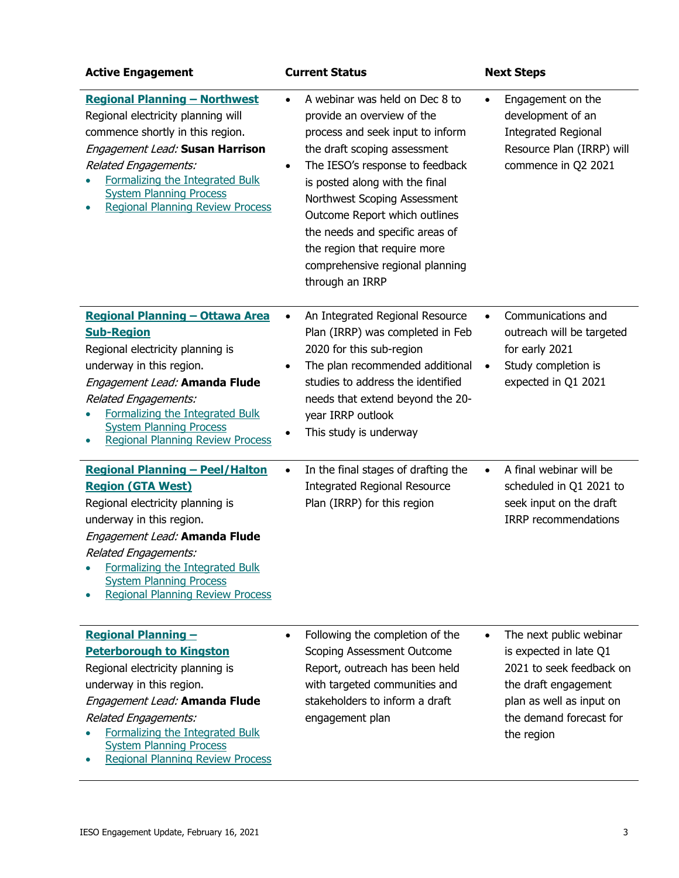| Active Engagement | Current Status | Next Steps |
| --- | --- | --- |
| **Regional Planning – Northwest**<br>Regional electricity planning will commence shortly in this region.<br>*Engagement Lead:* **Susan Harrison**<br>*Related Engagements:*<br>• Formalizing the Integrated Bulk System Planning Process<br>• Regional Planning Review Process | • A webinar was held on Dec 8 to provide an overview of the process and seek input to inform the draft scoping assessment<br>• The IESO's response to feedback is posted along with the final Northwest Scoping Assessment Outcome Report which outlines the needs and specific areas of the region that require more comprehensive regional planning through an IRRP | • Engagement on the development of an Integrated Regional Resource Plan (IRRP) will commence in Q2 2021 |
| **Regional Planning – Ottawa Area Sub-Region**<br>Regional electricity planning is underway in this region.<br>*Engagement Lead:* **Amanda Flude**<br>*Related Engagements:*<br>• Formalizing the Integrated Bulk System Planning Process<br>• Regional Planning Review Process | • An Integrated Regional Resource Plan (IRRP) was completed in Feb 2020 for this sub-region<br>• The plan recommended additional studies to address the identified needs that extend beyond the 20-year IRRP outlook<br>• This study is underway | • Communications and outreach will be targeted for early 2021<br>• Study completion is expected in Q1 2021 |
| **Regional Planning – Peel/Halton Region (GTA West)**<br>Regional electricity planning is underway in this region.<br>*Engagement Lead:* **Amanda Flude**<br>*Related Engagements:*<br>• Formalizing the Integrated Bulk System Planning Process<br>• Regional Planning Review Process | • In the final stages of drafting the Integrated Regional Resource Plan (IRRP) for this region | • A final webinar will be scheduled in Q1 2021 to seek input on the draft IRRP recommendations |
| **Regional Planning – Peterborough to Kingston**<br>Regional electricity planning is underway in this region.<br>*Engagement Lead:* **Amanda Flude**<br>*Related Engagements:*<br>• Formalizing the Integrated Bulk System Planning Process<br>• Regional Planning Review Process | • Following the completion of the Scoping Assessment Outcome Report, outreach has been held with targeted communities and stakeholders to inform a draft engagement plan | • The next public webinar is expected in late Q1 2021 to seek feedback on the draft engagement plan as well as input on the demand forecast for the region |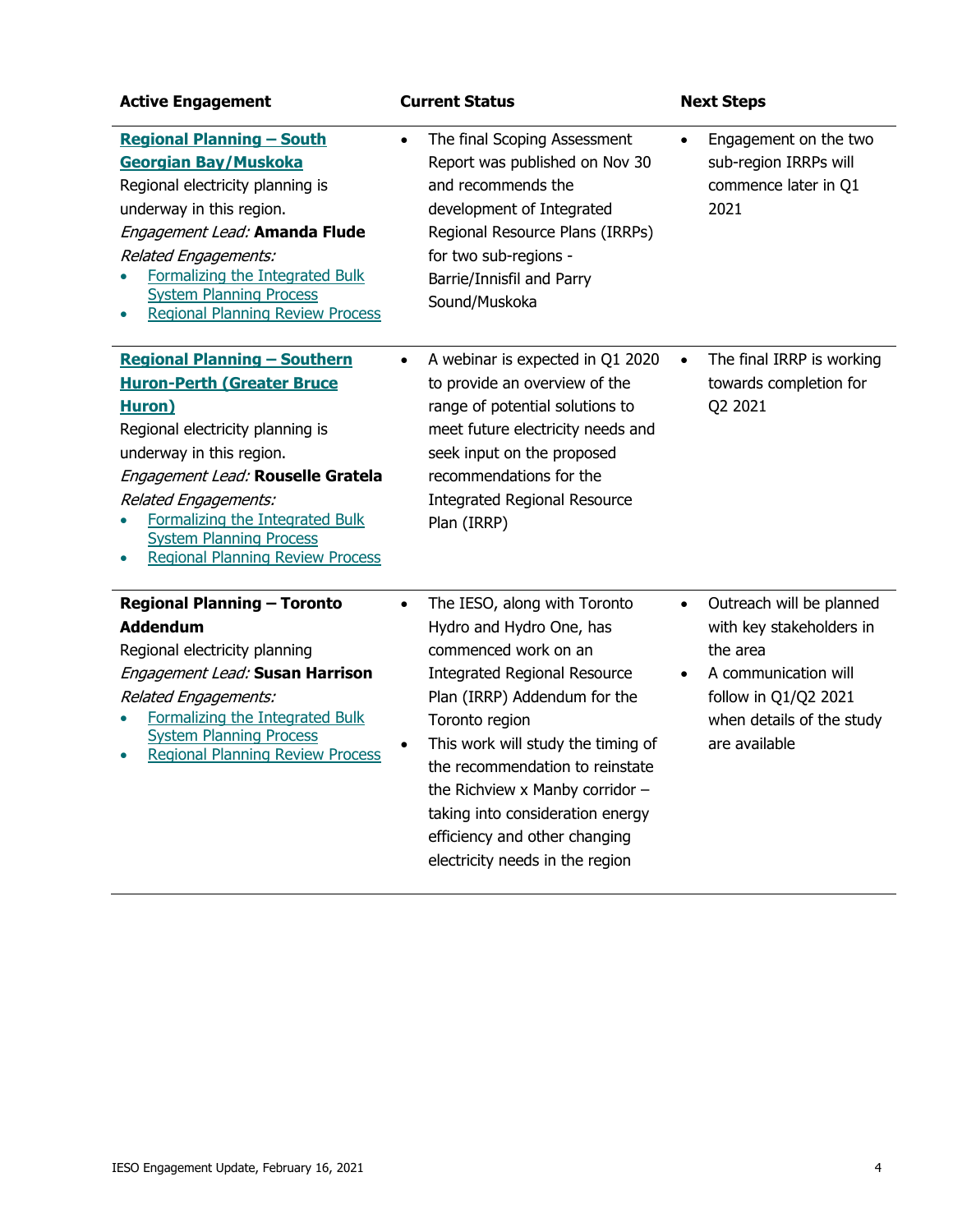| Active Engagement | Current Status | Next Steps |
|---|---|---|
| **Regional Planning – South Georgian Bay/Muskoka**<br>Regional electricity planning is underway in this region.<br>*Engagement Lead:* **Amanda Flude**<br>*Related Engagements:*<br>• Formalizing the Integrated Bulk System Planning Process<br>• Regional Planning Review Process | • The final Scoping Assessment Report was published on Nov 30 and recommends the development of Integrated Regional Resource Plans (IRRPs) for two sub-regions - Barrie/Innisfil and Parry Sound/Muskoka | • Engagement on the two sub-region IRRPs will commence later in Q1 2021 |
| **Regional Planning – Southern Huron-Perth (Greater Bruce Huron)**<br>Regional electricity planning is underway in this region.<br>*Engagement Lead:* **Rouselle Gratela**<br>*Related Engagements:*<br>• Formalizing the Integrated Bulk System Planning Process<br>• Regional Planning Review Process | • A webinar is expected in Q1 2020 to provide an overview of the range of potential solutions to meet future electricity needs and seek input on the proposed recommendations for the Integrated Regional Resource Plan (IRRP) | • The final IRRP is working towards completion for Q2 2021 |
| **Regional Planning – Toronto Addendum**<br>Regional electricity planning<br>*Engagement Lead:* **Susan Harrison**<br>*Related Engagements:*<br>• Formalizing the Integrated Bulk System Planning Process<br>• Regional Planning Review Process | • The IESO, along with Toronto Hydro and Hydro One, has commenced work on an Integrated Regional Resource Plan (IRRP) Addendum for the Toronto region<br>• This work will study the timing of the recommendation to reinstate the Richview x Manby corridor – taking into consideration energy efficiency and other changing electricity needs in the region | • Outreach will be planned with key stakeholders in the area<br>• A communication will follow in Q1/Q2 2021 when details of the study are available |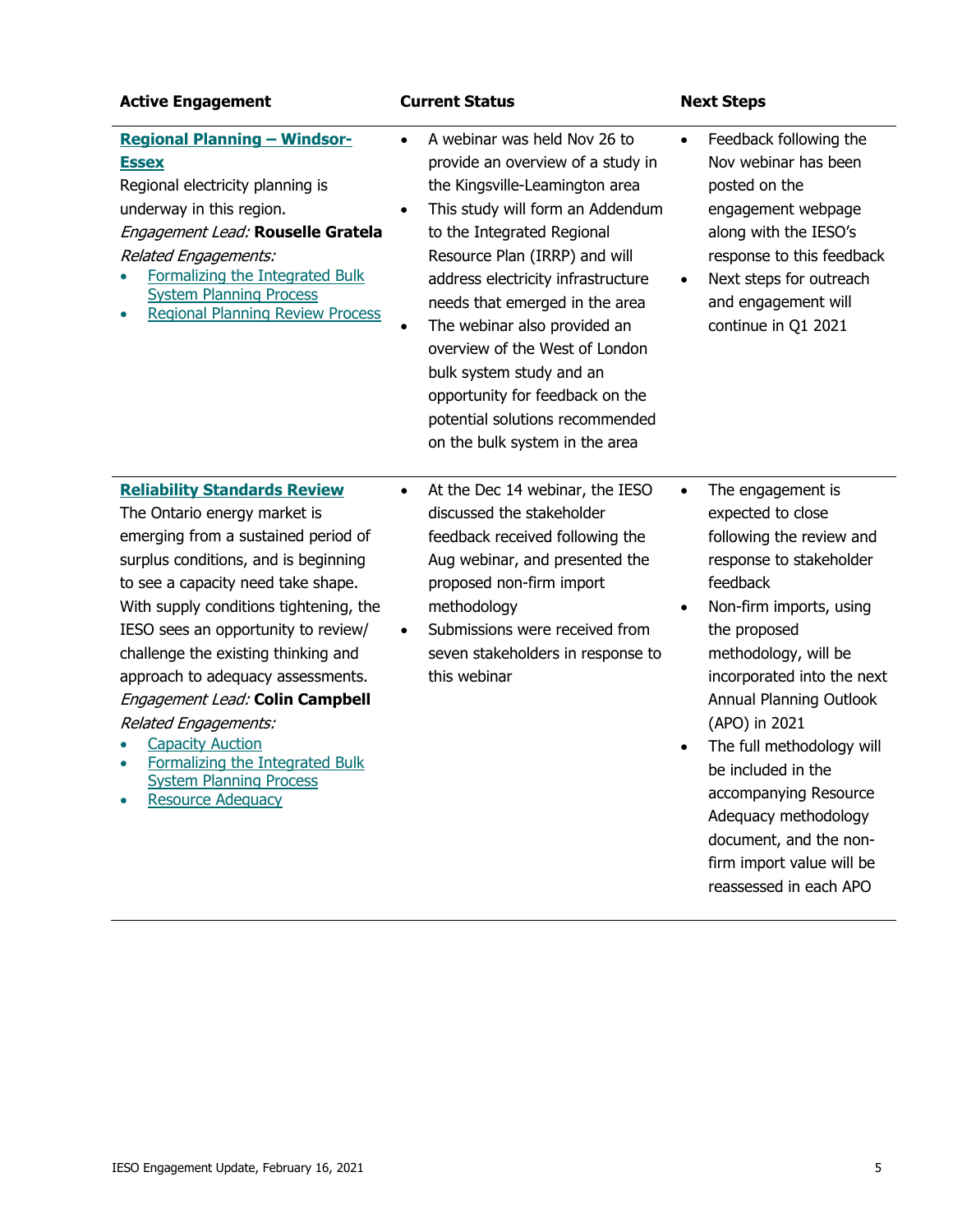| Active Engagement | Current Status | Next Steps |
| --- | --- | --- |
| **Regional Planning – Windsor-Essex**<br>Regional electricity planning is underway in this region.<br>*Engagement Lead:* **Rouselle Gratela**<br>*Related Engagements:*<br>• Formalizing the Integrated Bulk System Planning Process<br>• Regional Planning Review Process | • A webinar was held Nov 26 to provide an overview of a study in the Kingsville-Leamington area<br>• This study will form an Addendum to the Integrated Regional Resource Plan (IRRP) and will address electricity infrastructure needs that emerged in the area<br>• The webinar also provided an overview of the West of London bulk system study and an opportunity for feedback on the potential solutions recommended on the bulk system in the area | • Feedback following the Nov webinar has been posted on the engagement webpage along with the IESO's response to this feedback<br>• Next steps for outreach and engagement will continue in Q1 2021 |
| **Reliability Standards Review**<br>The Ontario energy market is emerging from a sustained period of surplus conditions, and is beginning to see a capacity need take shape. With supply conditions tightening, the IESO sees an opportunity to review/ challenge the existing thinking and approach to adequacy assessments.<br>*Engagement Lead:* **Colin Campbell**<br>*Related Engagements:*<br>• Capacity Auction<br>• Formalizing the Integrated Bulk System Planning Process<br>• Resource Adequacy | • At the Dec 14 webinar, the IESO discussed the stakeholder feedback received following the Aug webinar, and presented the proposed non-firm import methodology<br>• Submissions were received from seven stakeholders in response to this webinar | • The engagement is expected to close following the review and response to stakeholder feedback<br>• Non-firm imports, using the proposed methodology, will be incorporated into the next Annual Planning Outlook (APO) in 2021<br>• The full methodology will be included in the accompanying Resource Adequacy methodology document, and the non-firm import value will be reassessed in each APO |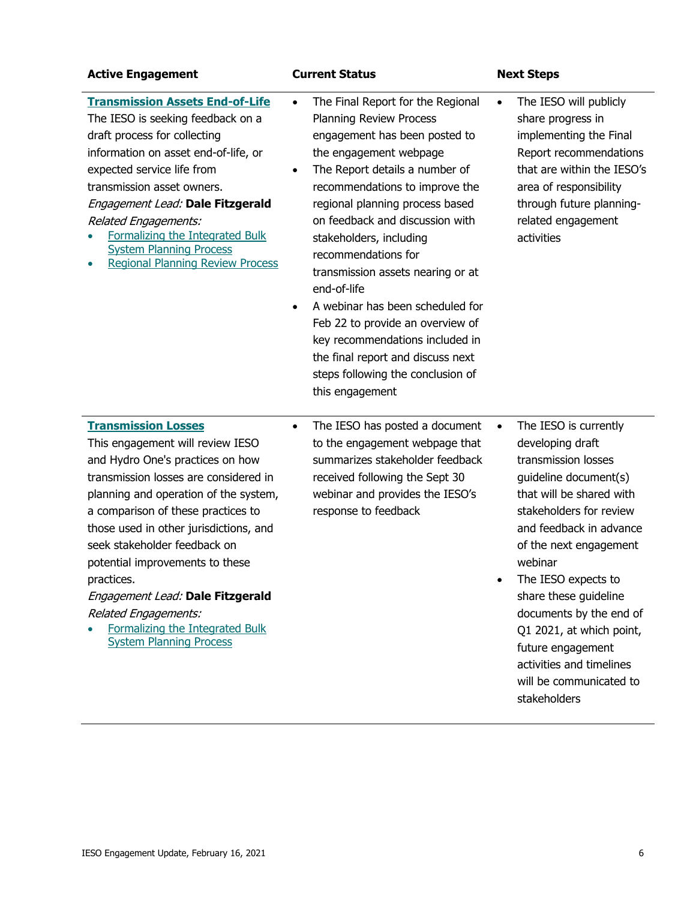| Active Engagement | Current Status | Next Steps |
|---|---|---|
| **Transmission Assets End-of-Life**<br>The IESO is seeking feedback on a draft process for collecting information on asset end-of-life, or expected service life from transmission asset owners.<br>*Engagement Lead:* **Dale Fitzgerald**<br>*Related Engagements:*<br>• Formalizing the Integrated Bulk System Planning Process<br>• Regional Planning Review Process | • The Final Report for the Regional Planning Review Process engagement has been posted to the engagement webpage<br>• The Report details a number of recommendations to improve the regional planning process based on feedback and discussion with stakeholders, including recommendations for transmission assets nearing or at end-of-life<br>• A webinar has been scheduled for Feb 22 to provide an overview of key recommendations included in the final report and discuss next steps following the conclusion of this engagement | • The IESO will publicly share progress in implementing the Final Report recommendations that are within the IESO's area of responsibility through future planning-related engagement activities |
| **Transmission Losses**<br>This engagement will review IESO and Hydro One's practices on how transmission losses are considered in planning and operation of the system, a comparison of these practices to those used in other jurisdictions, and seek stakeholder feedback on potential improvements to these practices.<br>*Engagement Lead:* **Dale Fitzgerald**<br>*Related Engagements:*<br>• Formalizing the Integrated Bulk System Planning Process | • The IESO has posted a document to the engagement webpage that summarizes stakeholder feedback received following the Sept 30 webinar and provides the IESO's response to feedback | • The IESO is currently developing draft transmission losses guideline document(s) that will be shared with stakeholders for review and feedback in advance of the next engagement webinar<br>• The IESO expects to share these guideline documents by the end of Q1 2021, at which point, future engagement activities and timelines will be communicated to stakeholders |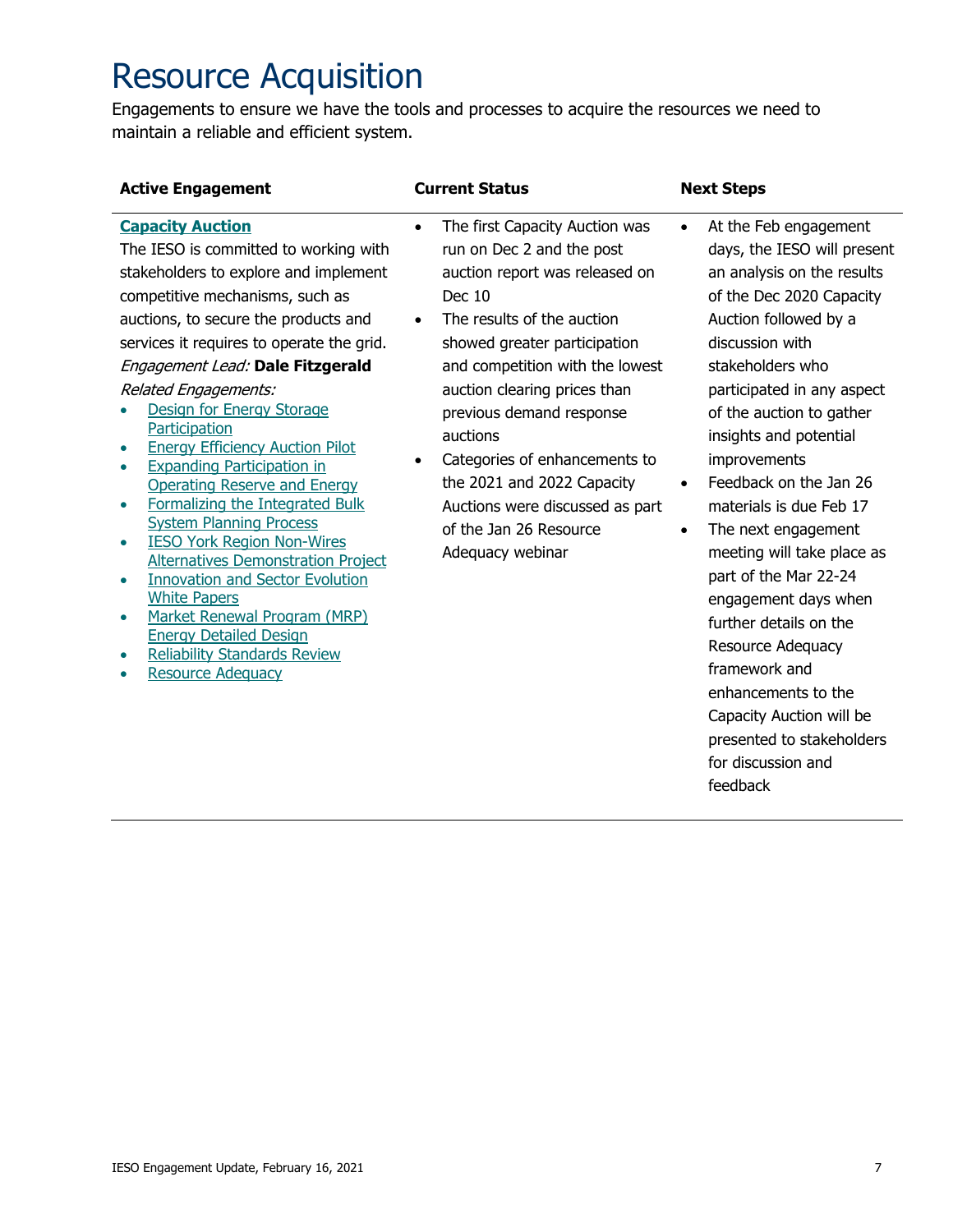# Resource Acquisition

Engagements to ensure we have the tools and processes to acquire the resources we need to maintain a reliable and efficient system.

| Active Engagement | Current Status | Next Steps |
| --- | --- | --- |
| **Capacity Auction**<br>The IESO is committed to working with stakeholders to explore and implement competitive mechanisms, such as auctions, to secure the products and services it requires to operate the grid.<br>*Engagement Lead:* **Dale Fitzgerald**<br>*Related Engagements:*<br>• Design for Energy Storage Participation<br>• Energy Efficiency Auction Pilot<br>• Expanding Participation in Operating Reserve and Energy<br>• Formalizing the Integrated Bulk System Planning Process<br>• IESO York Region Non-Wires Alternatives Demonstration Project<br>• Innovation and Sector Evolution White Papers<br>• Market Renewal Program (MRP) Energy Detailed Design<br>• Reliability Standards Review<br>• Resource Adequacy | • The first Capacity Auction was run on Dec 2 and the post auction report was released on Dec 10<br>• The results of the auction showed greater participation and competition with the lowest auction clearing prices than previous demand response auctions<br>• Categories of enhancements to the 2021 and 2022 Capacity Auctions were discussed as part of the Jan 26 Resource Adequacy webinar | • At the Feb engagement days, the IESO will present an analysis on the results of the Dec 2020 Capacity Auction followed by a discussion with stakeholders who participated in any aspect of the auction to gather insights and potential improvements<br>• Feedback on the Jan 26 materials is due Feb 17<br>• The next engagement meeting will take place as part of the Mar 22-24 engagement days when further details on the Resource Adequacy framework and enhancements to the Capacity Auction will be presented to stakeholders for discussion and feedback |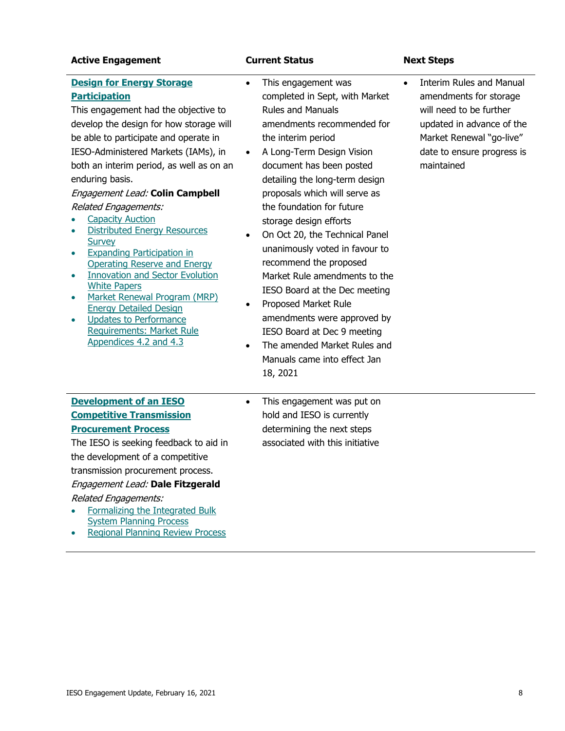| Active Engagement | Current Status | Next Steps |
|---|---|---|
| **Design for Energy Storage Participation**<br>This engagement had the objective to develop the design for how storage will be able to participate and operate in IESO-Administered Markets (IAMs), in both an interim period, as well as on an enduring basis.<br>*Engagement Lead:* **Colin Campbell**<br>*Related Engagements:*<br>• Capacity Auction<br>• Distributed Energy Resources Survey<br>• Expanding Participation in Operating Reserve and Energy<br>• Innovation and Sector Evolution White Papers<br>• Market Renewal Program (MRP) Energy Detailed Design<br>• Updates to Performance Requirements: Market Rule Appendices 4.2 and 4.3 | • This engagement was completed in Sept, with Market Rules and Manuals amendments recommended for the interim period<br>• A Long-Term Design Vision document has been posted detailing the long-term design proposals which will serve as the foundation for future storage design efforts<br>• On Oct 20, the Technical Panel unanimously voted in favour to recommend the proposed Market Rule amendments to the IESO Board at the Dec meeting<br>• Proposed Market Rule amendments were approved by IESO Board at Dec 9 meeting<br>• The amended Market Rules and Manuals came into effect Jan 18, 2021 | • Interim Rules and Manual amendments for storage will need to be further updated in advance of the Market Renewal "go-live" date to ensure progress is maintained |
| **Development of an IESO Competitive Transmission Procurement Process**<br>The IESO is seeking feedback to aid in the development of a competitive transmission procurement process.<br>*Engagement Lead:* **Dale Fitzgerald**<br>*Related Engagements:*<br>• Formalizing the Integrated Bulk System Planning Process<br>• Regional Planning Review Process | • This engagement was put on hold and IESO is currently determining the next steps associated with this initiative | |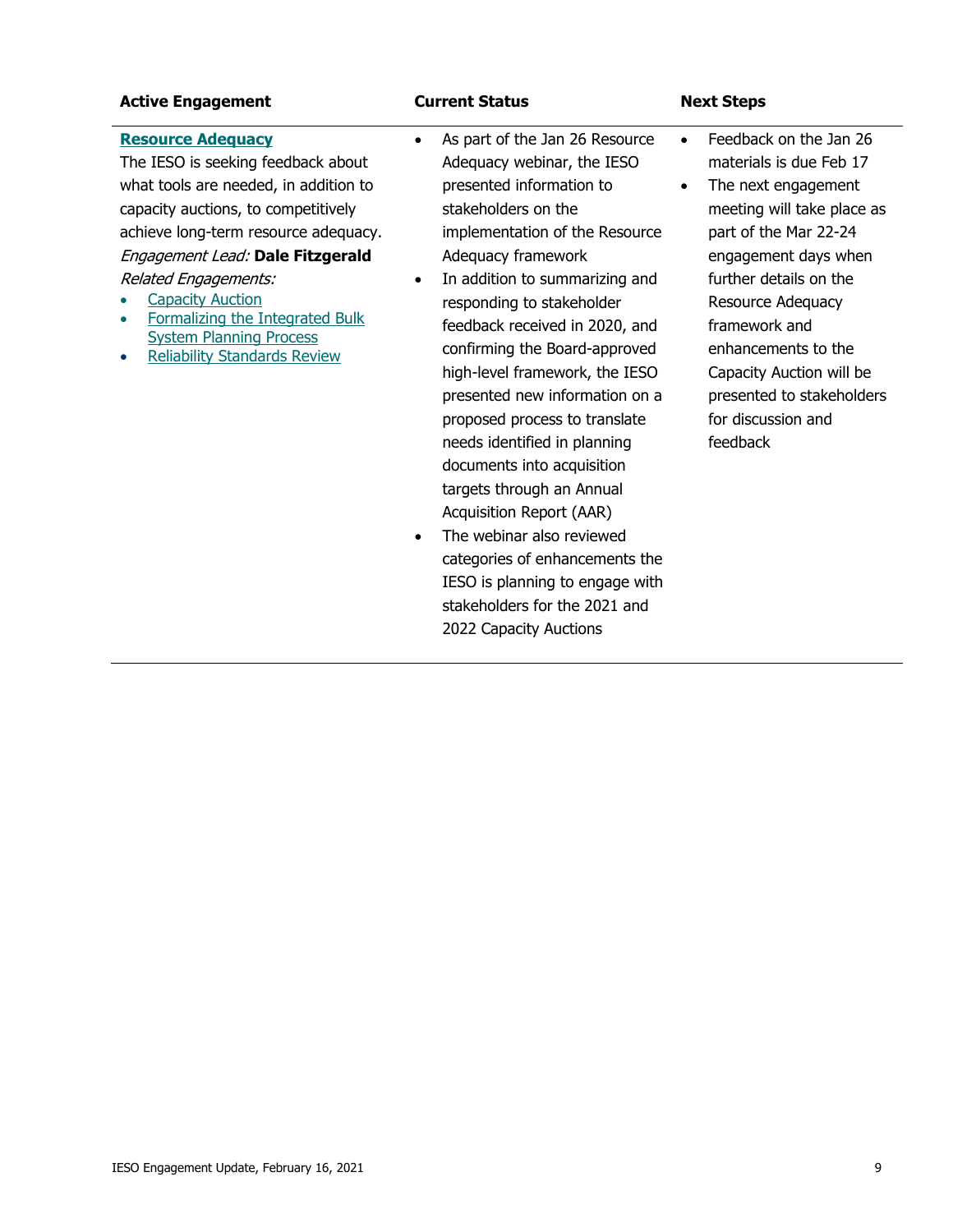| Active Engagement | Current Status | Next Steps |
| --- | --- | --- |
| **Resource Adequacy**<br>The IESO is seeking feedback about what tools are needed, in addition to capacity auctions, to competitively achieve long-term resource adequacy.<br>*Engagement Lead:* **Dale Fitzgerald**<br>*Related Engagements:*<br>• Capacity Auction<br>• Formalizing the Integrated Bulk System Planning Process<br>• Reliability Standards Review | • As part of the Jan 26 Resource Adequacy webinar, the IESO presented information to stakeholders on the implementation of the Resource Adequacy framework<br>• In addition to summarizing and responding to stakeholder feedback received in 2020, and confirming the Board-approved high-level framework, the IESO presented new information on a proposed process to translate needs identified in planning documents into acquisition targets through an Annual Acquisition Report (AAR)<br>• The webinar also reviewed categories of enhancements the IESO is planning to engage with stakeholders for the 2021 and 2022 Capacity Auctions | • Feedback on the Jan 26 materials is due Feb 17<br>• The next engagement meeting will take place as part of the Mar 22-24 engagement days when further details on the Resource Adequacy framework and enhancements to the Capacity Auction will be presented to stakeholders for discussion and feedback |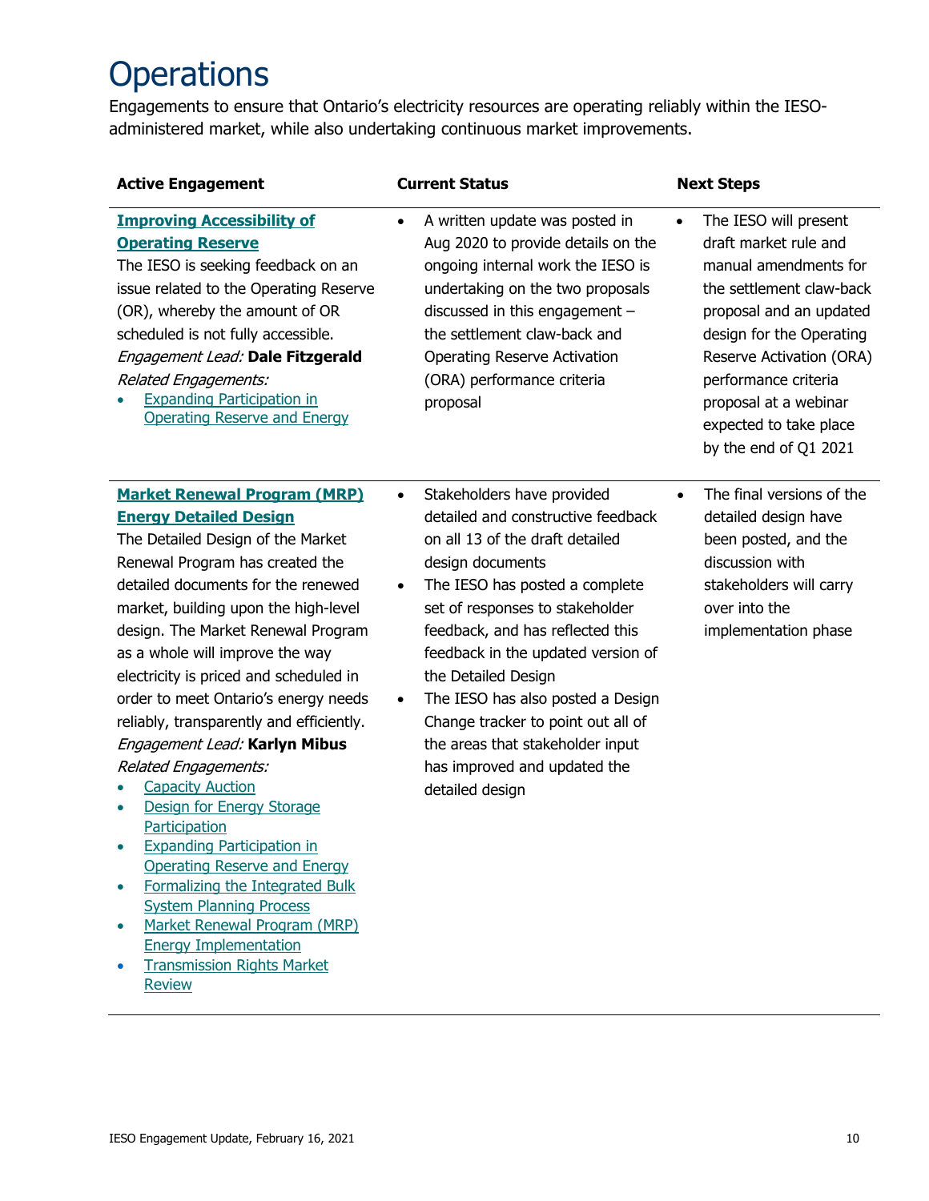# Operations

Engagements to ensure that Ontario's electricity resources are operating reliably within the IESO-administered market, while also undertaking continuous market improvements.

| Active Engagement | Current Status | Next Steps |
|---|---|---|
| **Improving Accessibility of Operating Reserve**<br>The IESO is seeking feedback on an issue related to the Operating Reserve (OR), whereby the amount of OR scheduled is not fully accessible.<br>*Engagement Lead:* **Dale Fitzgerald**<br>*Related Engagements:*<br>• Expanding Participation in Operating Reserve and Energy | • A written update was posted in Aug 2020 to provide details on the ongoing internal work the IESO is undertaking on the two proposals discussed in this engagement – the settlement claw-back and Operating Reserve Activation (ORA) performance criteria proposal | • The IESO will present draft market rule and manual amendments for the settlement claw-back proposal and an updated design for the Operating Reserve Activation (ORA) performance criteria proposal at a webinar expected to take place by the end of Q1 2021 |
| **Market Renewal Program (MRP) Energy Detailed Design**<br>The Detailed Design of the Market Renewal Program has created the detailed documents for the renewed market, building upon the high-level design. The Market Renewal Program as a whole will improve the way electricity is priced and scheduled in order to meet Ontario's energy needs reliably, transparently and efficiently.<br>*Engagement Lead:* **Karlyn Mibus**<br>*Related Engagements:*<br>• Capacity Auction<br>• Design for Energy Storage Participation<br>• Expanding Participation in Operating Reserve and Energy<br>• Formalizing the Integrated Bulk System Planning Process<br>• Market Renewal Program (MRP) Energy Implementation<br>• Transmission Rights Market Review | • Stakeholders have provided detailed and constructive feedback on all 13 of the draft detailed design documents<br>• The IESO has posted a complete set of responses to stakeholder feedback, and has reflected this feedback in the updated version of the Detailed Design<br>• The IESO has also posted a Design Change tracker to point out all of the areas that stakeholder input has improved and updated the detailed design | • The final versions of the detailed design have been posted, and the discussion with stakeholders will carry over into the implementation phase |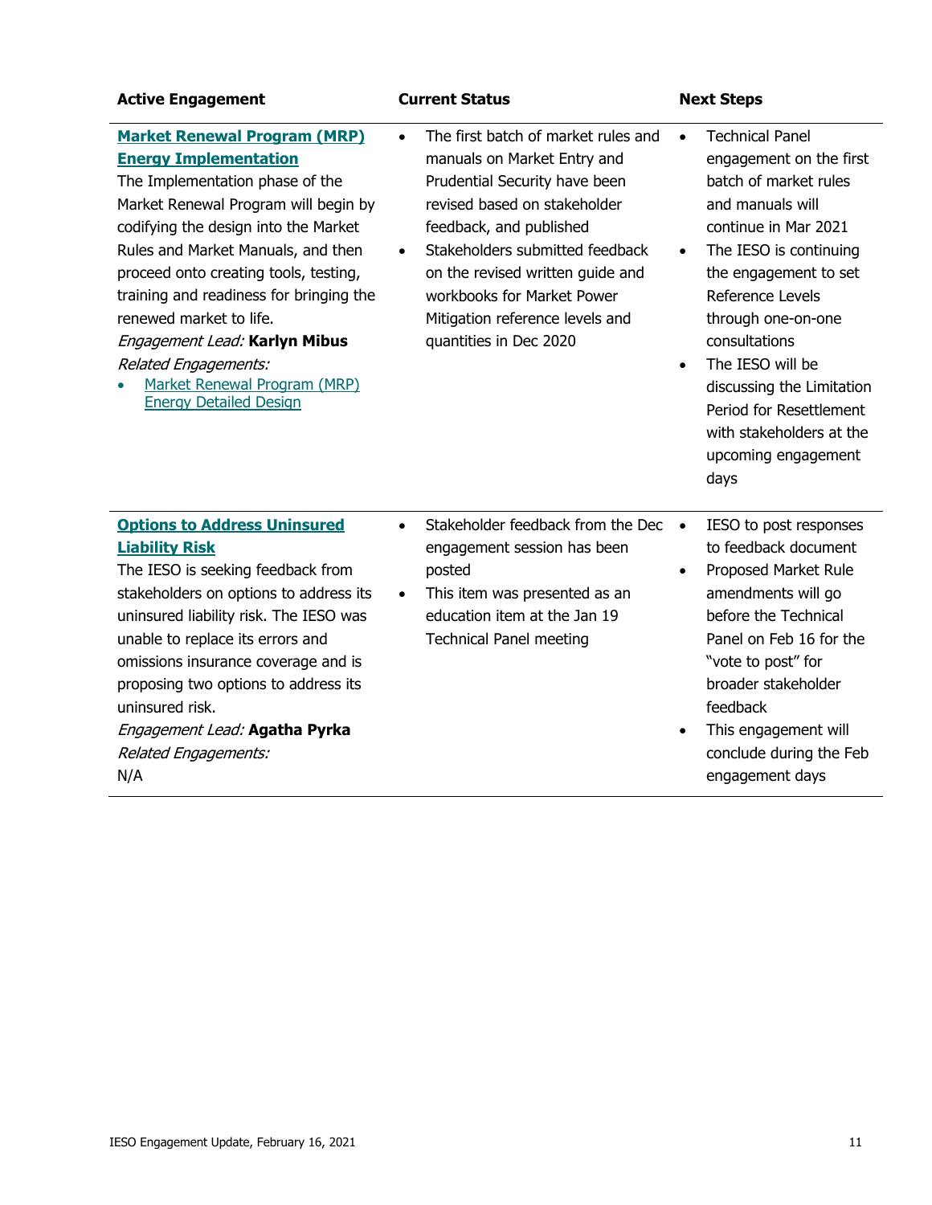| Active Engagement | Current Status | Next Steps |
|---|---|---|
| **Market Renewal Program (MRP) Energy Implementation**<br>The Implementation phase of the Market Renewal Program will begin by codifying the design into the Market Rules and Market Manuals, and then proceed onto creating tools, testing, training and readiness for bringing the renewed market to life.<br>*Engagement Lead:* **Karlyn Mibus**<br>*Related Engagements:*<br>• Market Renewal Program (MRP) Energy Detailed Design | • The first batch of market rules and manuals on Market Entry and Prudential Security have been revised based on stakeholder feedback, and published<br>• Stakeholders submitted feedback on the revised written guide and workbooks for Market Power Mitigation reference levels and quantities in Dec 2020 | • Technical Panel engagement on the first batch of market rules and manuals will continue in Mar 2021<br>• The IESO is continuing the engagement to set Reference Levels through one-on-one consultations<br>• The IESO will be discussing the Limitation Period for Resettlement with stakeholders at the upcoming engagement days |
| **Options to Address Uninsured Liability Risk**<br>The IESO is seeking feedback from stakeholders on options to address its uninsured liability risk. The IESO was unable to replace its errors and omissions insurance coverage and is proposing two options to address its uninsured risk.<br>*Engagement Lead:* **Agatha Pyrka**<br>*Related Engagements:*<br>N/A | • Stakeholder feedback from the Dec engagement session has been posted<br>• This item was presented as an education item at the Jan 19 Technical Panel meeting | • IESO to post responses to feedback document<br>• Proposed Market Rule amendments will go before the Technical Panel on Feb 16 for the "vote to post" for broader stakeholder feedback<br>• This engagement will conclude during the Feb engagement days |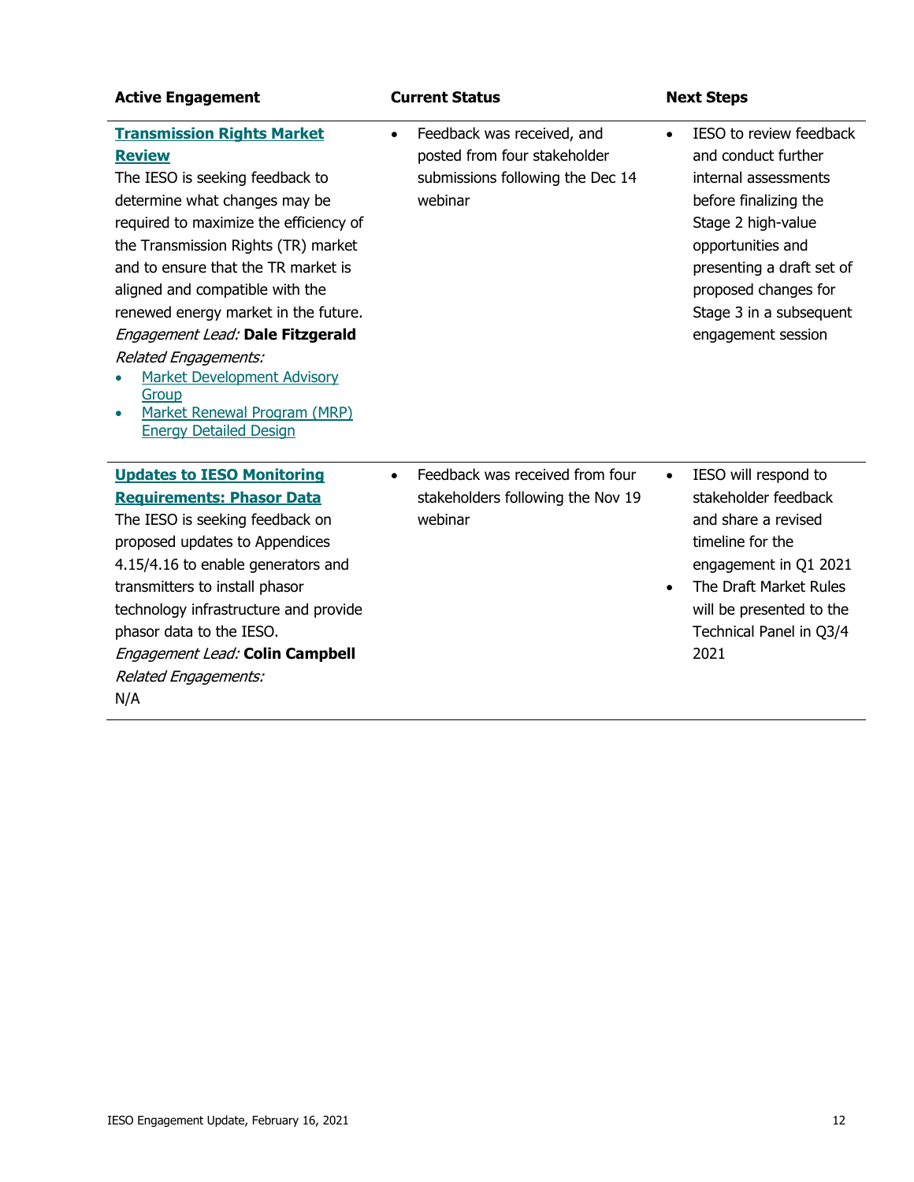| Active Engagement | Current Status | Next Steps |
|---|---|---|
| **Transmission Rights Market Review**<br>The IESO is seeking feedback to determine what changes may be required to maximize the efficiency of the Transmission Rights (TR) market and to ensure that the TR market is aligned and compatible with the renewed energy market in the future.<br>*Engagement Lead:* **Dale Fitzgerald**<br>*Related Engagements:*<br>• Market Development Advisory Group<br>• Market Renewal Program (MRP) Energy Detailed Design | • Feedback was received, and posted from four stakeholder submissions following the Dec 14 webinar | • IESO to review feedback and conduct further internal assessments before finalizing the Stage 2 high-value opportunities and presenting a draft set of proposed changes for Stage 3 in a subsequent engagement session |
| **Updates to IESO Monitoring Requirements: Phasor Data**<br>The IESO is seeking feedback on proposed updates to Appendices 4.15/4.16 to enable generators and transmitters to install phasor technology infrastructure and provide phasor data to the IESO.<br>*Engagement Lead:* **Colin Campbell**<br>*Related Engagements:*<br>N/A | • Feedback was received from four stakeholders following the Nov 19 webinar | • IESO will respond to stakeholder feedback and share a revised timeline for the engagement in Q1 2021<br>• The Draft Market Rules will be presented to the Technical Panel in Q3/4 2021 |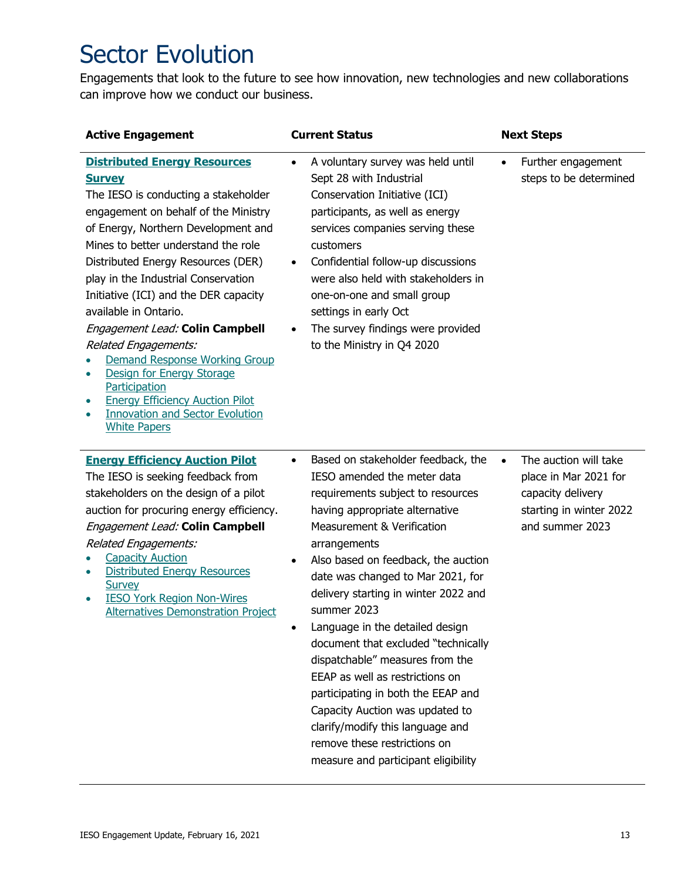# Sector Evolution

Engagements that look to the future to see how innovation, new technologies and new collaborations can improve how we conduct our business.

| Active Engagement | Current Status | Next Steps |
|---|---|---|
| **Distributed Energy Resources Survey**<br>The IESO is conducting a stakeholder engagement on behalf of the Ministry of Energy, Northern Development and Mines to better understand the role Distributed Energy Resources (DER) play in the Industrial Conservation Initiative (ICI) and the DER capacity available in Ontario.<br>*Engagement Lead:* **Colin Campbell**<br>*Related Engagements:*<br>• Demand Response Working Group<br>• Design for Energy Storage Participation<br>• Energy Efficiency Auction Pilot<br>• Innovation and Sector Evolution White Papers | • A voluntary survey was held until Sept 28 with Industrial Conservation Initiative (ICI) participants, as well as energy services companies serving these customers<br>• Confidential follow-up discussions were also held with stakeholders in one-on-one and small group settings in early Oct<br>• The survey findings were provided to the Ministry in Q4 2020 | • Further engagement steps to be determined |
| **Energy Efficiency Auction Pilot**<br>The IESO is seeking feedback from stakeholders on the design of a pilot auction for procuring energy efficiency.<br>*Engagement Lead:* **Colin Campbell**<br>*Related Engagements:*<br>• Capacity Auction<br>• Distributed Energy Resources Survey<br>• IESO York Region Non-Wires Alternatives Demonstration Project | • Based on stakeholder feedback, the IESO amended the meter data requirements subject to resources having appropriate alternative Measurement & Verification arrangements<br>• Also based on feedback, the auction date was changed to Mar 2021, for delivery starting in winter 2022 and summer 2023<br>• Language in the detailed design document that excluded "technically dispatchable" measures from the EEAP as well as restrictions on participating in both the EEAP and Capacity Auction was updated to clarify/modify this language and remove these restrictions on measure and participant eligibility | • The auction will take place in Mar 2021 for capacity delivery starting in winter 2022 and summer 2023 |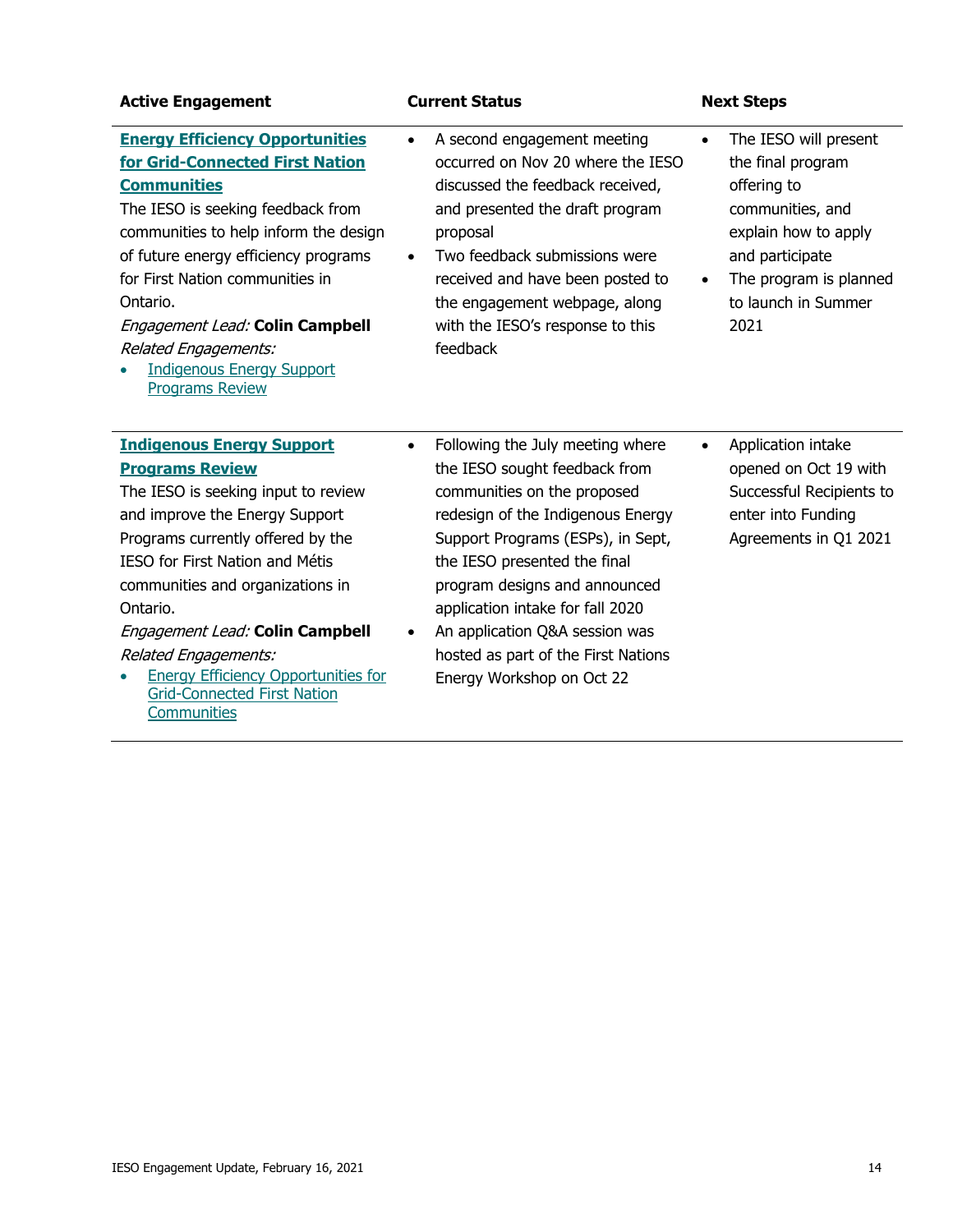| Active Engagement | Current Status | Next Steps |
|---|---|---|
| **Energy Efficiency Opportunities for Grid-Connected First Nation Communities**<br>The IESO is seeking feedback from communities to help inform the design of future energy efficiency programs for First Nation communities in Ontario.<br>*Engagement Lead:* **Colin Campbell**<br>*Related Engagements:*<br>• Indigenous Energy Support Programs Review | • A second engagement meeting occurred on Nov 20 where the IESO discussed the feedback received, and presented the draft program proposal<br>• Two feedback submissions were received and have been posted to the engagement webpage, along with the IESO's response to this feedback | • The IESO will present the final program offering to communities, and explain how to apply and participate<br>• The program is planned to launch in Summer 2021 |
| **Indigenous Energy Support Programs Review**<br>The IESO is seeking input to review and improve the Energy Support Programs currently offered by the IESO for First Nation and Métis communities and organizations in Ontario.<br>*Engagement Lead:* **Colin Campbell**<br>*Related Engagements:*<br>• Energy Efficiency Opportunities for Grid-Connected First Nation Communities | • Following the July meeting where the IESO sought feedback from communities on the proposed redesign of the Indigenous Energy Support Programs (ESPs), in Sept, the IESO presented the final program designs and announced application intake for fall 2020<br>• An application Q&A session was hosted as part of the First Nations Energy Workshop on Oct 22 | • Application intake opened on Oct 19 with Successful Recipients to enter into Funding Agreements in Q1 2021 |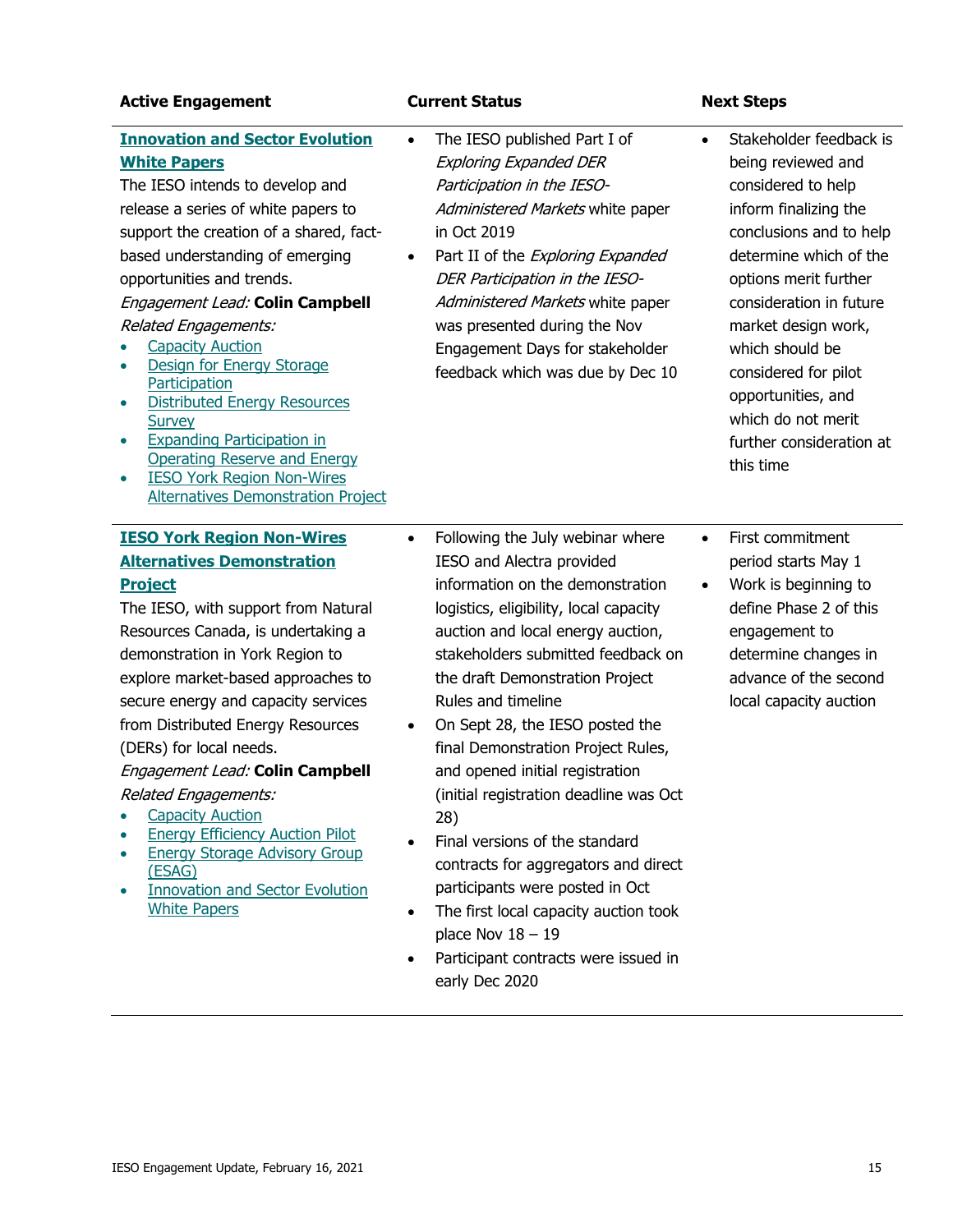| Active Engagement | Current Status | Next Steps |
|---|---|---|
| **Innovation and Sector Evolution White Papers**<br>The IESO intends to develop and release a series of white papers to support the creation of a shared, fact-based understanding of emerging opportunities and trends.<br>*Engagement Lead:* **Colin Campbell**<br>*Related Engagements:*<br>• Capacity Auction<br>• Design for Energy Storage Participation<br>• Distributed Energy Resources Survey<br>• Expanding Participation in Operating Reserve and Energy<br>• IESO York Region Non-Wires Alternatives Demonstration Project | • The IESO published Part I of *Exploring Expanded DER Participation in the IESO-Administered Markets* white paper in Oct 2019<br>• Part II of the *Exploring Expanded DER Participation in the IESO-Administered Markets* white paper was presented during the Nov Engagement Days for stakeholder feedback which was due by Dec 10 | • Stakeholder feedback is being reviewed and considered to help inform finalizing the conclusions and to help determine which of the options merit further consideration in future market design work, which should be considered for pilot opportunities, and which do not merit further consideration at this time |
| **IESO York Region Non-Wires Alternatives Demonstration Project**<br>The IESO, with support from Natural Resources Canada, is undertaking a demonstration in York Region to explore market-based approaches to secure energy and capacity services from Distributed Energy Resources (DERs) for local needs.<br>*Engagement Lead:* **Colin Campbell**<br>*Related Engagements:*<br>• Capacity Auction<br>• Energy Efficiency Auction Pilot<br>• Energy Storage Advisory Group (ESAG)<br>• Innovation and Sector Evolution White Papers | • Following the July webinar where IESO and Alectra provided information on the demonstration logistics, eligibility, local capacity auction and local energy auction, stakeholders submitted feedback on the draft Demonstration Project Rules and timeline<br>• On Sept 28, the IESO posted the final Demonstration Project Rules, and opened initial registration (initial registration deadline was Oct 28)<br>• Final versions of the standard contracts for aggregators and direct participants were posted in Oct<br>• The first local capacity auction took place Nov 18 – 19<br>• Participant contracts were issued in early Dec 2020 | • First commitment period starts May 1<br>• Work is beginning to define Phase 2 of this engagement to determine changes in advance of the second local capacity auction |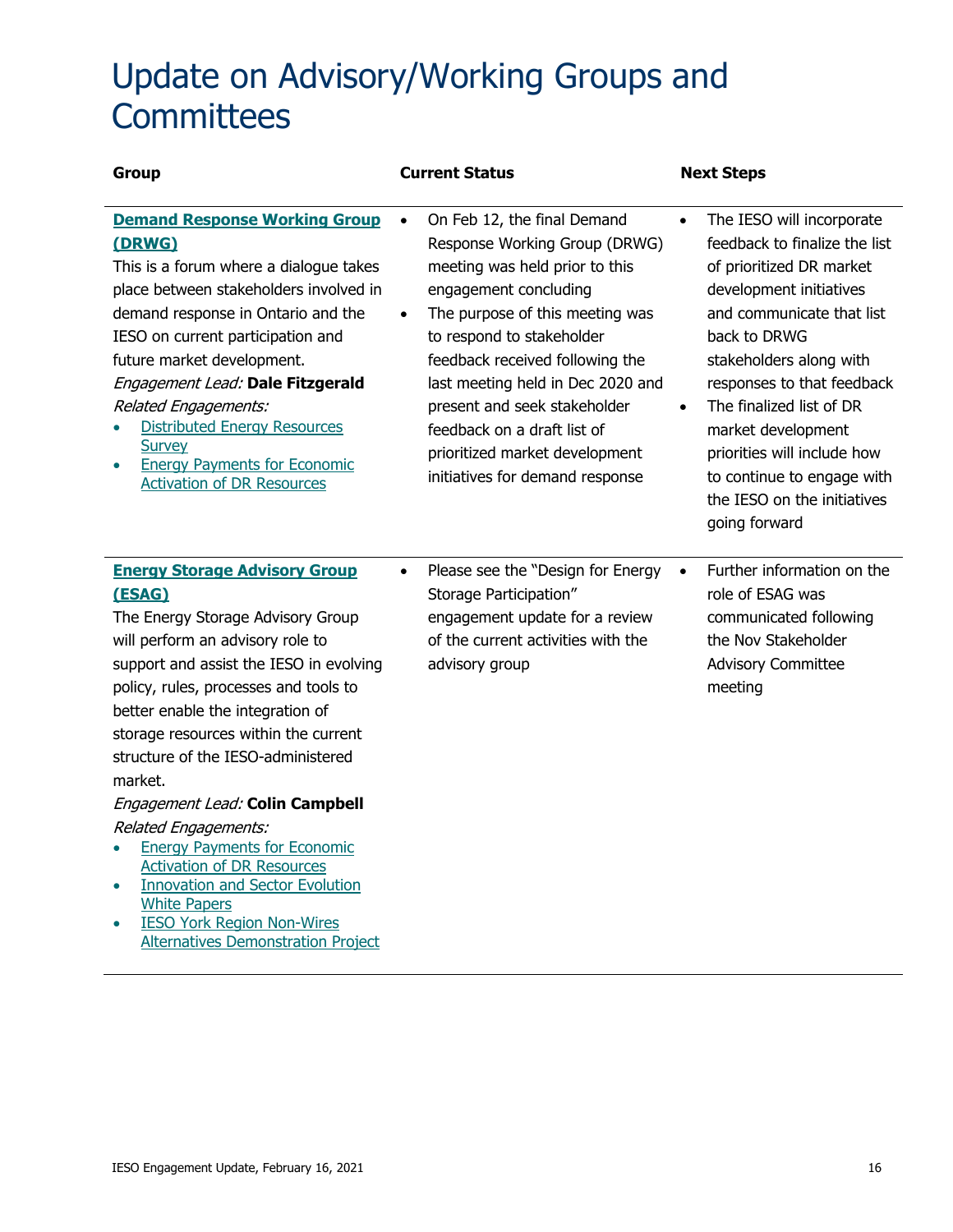# Update on Advisory/Working Groups and Committees

| Group | Current Status | Next Steps |
| --- | --- | --- |
| **Demand Response Working Group (DRWG)**<br>This is a forum where a dialogue takes place between stakeholders involved in demand response in Ontario and the IESO on current participation and future market development.<br>*Engagement Lead:* **Dale Fitzgerald**<br>*Related Engagements:*<br>• Distributed Energy Resources Survey<br>• Energy Payments for Economic Activation of DR Resources | • On Feb 12, the final Demand Response Working Group (DRWG) meeting was held prior to this engagement concluding<br>• The purpose of this meeting was to respond to stakeholder feedback received following the last meeting held in Dec 2020 and present and seek stakeholder feedback on a draft list of prioritized market development initiatives for demand response | • The IESO will incorporate feedback to finalize the list of prioritized DR market development initiatives and communicate that list back to DRWG stakeholders along with responses to that feedback<br>• The finalized list of DR market development priorities will include how to continue to engage with the IESO on the initiatives going forward |
| **Energy Storage Advisory Group (ESAG)**<br>The Energy Storage Advisory Group will perform an advisory role to support and assist the IESO in evolving policy, rules, processes and tools to better enable the integration of storage resources within the current structure of the IESO-administered market.<br>*Engagement Lead:* **Colin Campbell**<br>*Related Engagements:*<br>• Energy Payments for Economic Activation of DR Resources<br>• Innovation and Sector Evolution White Papers<br>• IESO York Region Non-Wires Alternatives Demonstration Project | • Please see the "Design for Energy Storage Participation" engagement update for a review of the current activities with the advisory group | • Further information on the role of ESAG was communicated following the Nov Stakeholder Advisory Committee meeting |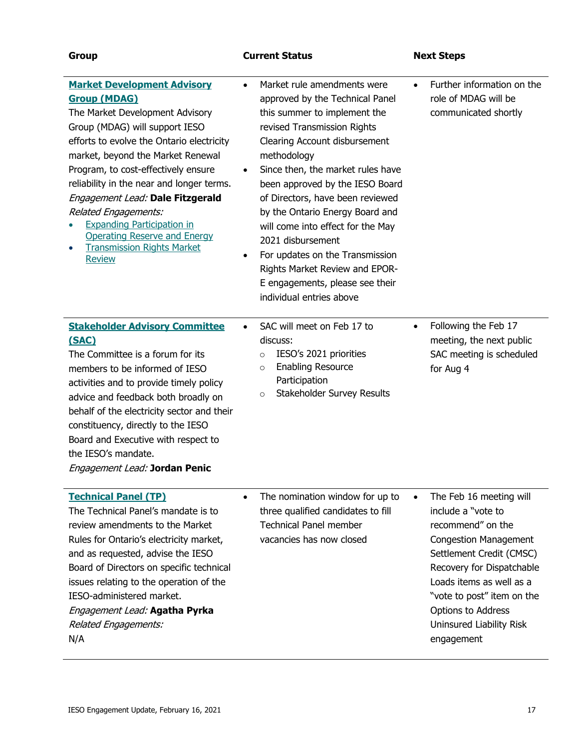| Group | Current Status | Next Steps |
|---|---|---|
| **Market Development Advisory Group (MDAG)**<br>The Market Development Advisory Group (MDAG) will support IESO efforts to evolve the Ontario electricity market, beyond the Market Renewal Program, to cost-effectively ensure reliability in the near and longer terms.<br>*Engagement Lead:* **Dale Fitzgerald**<br>*Related Engagements:*<br>• Expanding Participation in Operating Reserve and Energy<br>• Transmission Rights Market Review | • Market rule amendments were approved by the Technical Panel this summer to implement the revised Transmission Rights Clearing Account disbursement methodology<br>• Since then, the market rules have been approved by the IESO Board of Directors, have been reviewed by the Ontario Energy Board and will come into effect for the May 2021 disbursement<br>• For updates on the Transmission Rights Market Review and EPOR-E engagements, please see their individual entries above | • Further information on the role of MDAG will be communicated shortly |
| **Stakeholder Advisory Committee (SAC)**<br>The Committee is a forum for its members to be informed of IESO activities and to provide timely policy advice and feedback both broadly on behalf of the electricity sector and their constituency, directly to the IESO Board and Executive with respect to the IESO's mandate.<br>*Engagement Lead:* **Jordan Penic** | • SAC will meet on Feb 17 to discuss:<br>  ○ IESO's 2021 priorities<br>  ○ Enabling Resource Participation<br>  ○ Stakeholder Survey Results | • Following the Feb 17 meeting, the next public SAC meeting is scheduled for Aug 4 |
| **Technical Panel (TP)**<br>The Technical Panel's mandate is to review amendments to the Market Rules for Ontario's electricity market, and as requested, advise the IESO Board of Directors on specific technical issues relating to the operation of the IESO-administered market.<br>*Engagement Lead:* **Agatha Pyrka**<br>*Related Engagements:*<br>N/A | • The nomination window for up to three qualified candidates to fill Technical Panel member vacancies has now closed | • The Feb 16 meeting will include a "vote to recommend" on the Congestion Management Settlement Credit (CMSC) Recovery for Dispatchable Loads items as well as a "vote to post" item on the Options to Address Uninsured Liability Risk engagement |